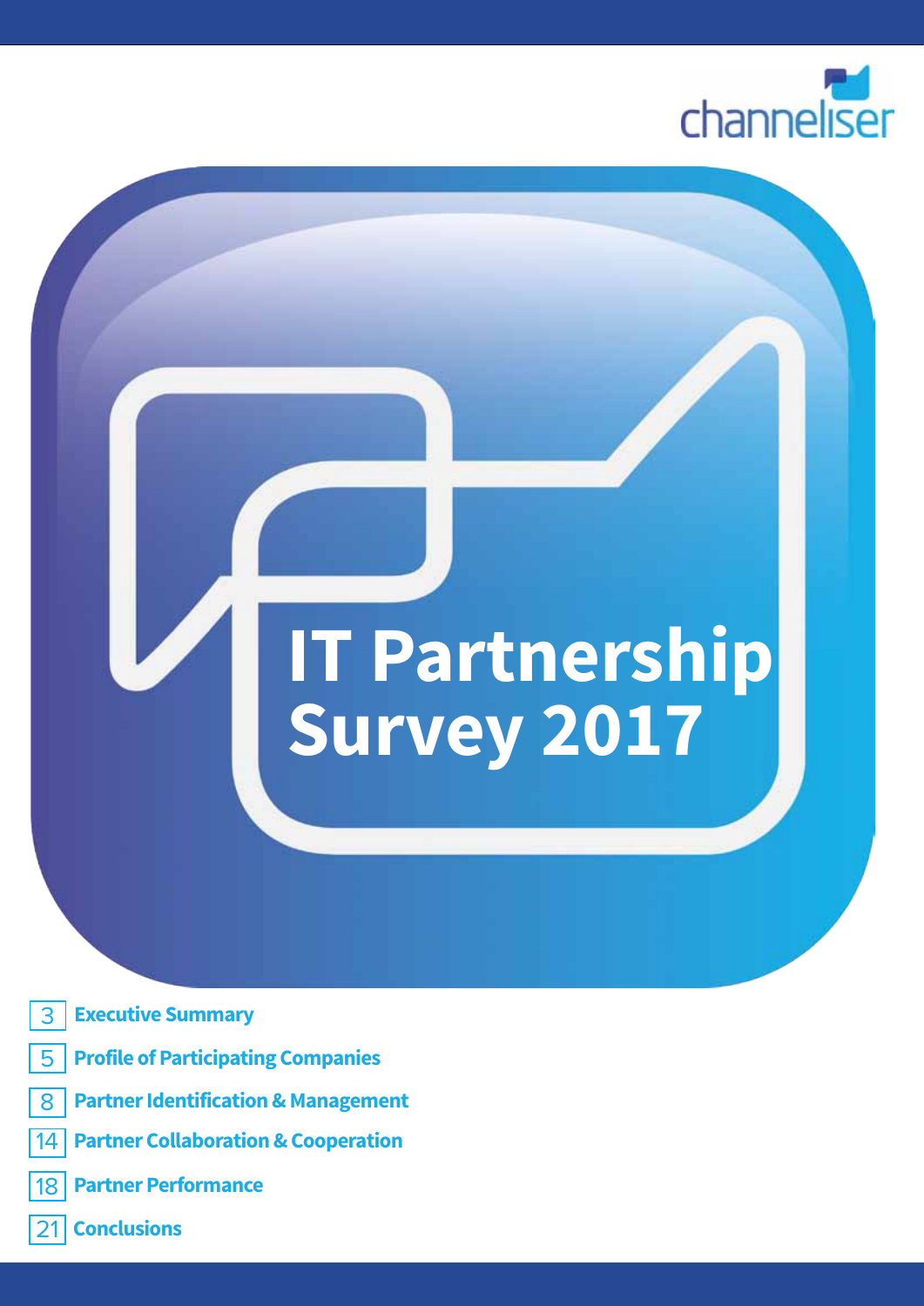channeliser

# IT Partnership Survey 2017

- 3 Executive Summary
- 5 Profile of Participating Companies
- 8 Partner Identification & Management
- 14 Partner Collaboration & Cooperation
- 18 Partner Performance
- 21 Conclusions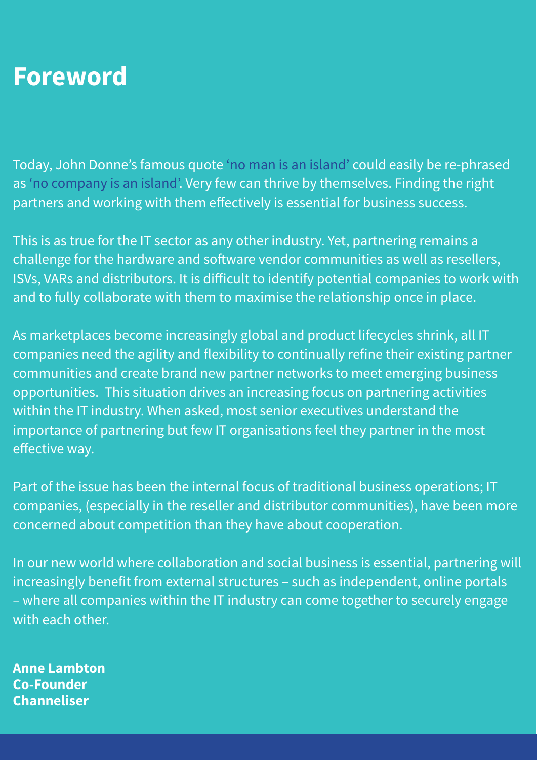# Foreword

Today, John Donne's famous quote 'no man is an island' could easily be re-phrased as 'no company is an island'. Very few can thrive by themselves. Finding the right partners and working with them effectively is essential for business success.

This is as true for the IT sector as any other industry. Yet, partnering remains a challenge for the hardware and software vendor communities as well as resellers, ISVs, VARs and distributors. It is difficult to identify potential companies to work with and to fully collaborate with them to maximise the relationship once in place.

As marketplaces become increasingly global and product lifecycles shrink, all IT companies need the agility and flexibility to continually refine their existing partner communities and create brand new partner networks to meet emerging business opportunities. This situation drives an increasing focus on partnering activities within the IT industry. When asked, most senior executives understand the importance of partnering but few IT organisations feel they partner in the most effective way.

Part of the issue has been the internal focus of traditional business operations; IT companies, (especially in the reseller and distributor communities), have been more concerned about competition than they have about cooperation.

In our new world where collaboration and social business is essential, partnering will increasingly benefit from external structures – such as independent, online portals – where all companies within the IT industry can come together to securely engage with each other.

**Anne Lambton**
**Co-Founder**
**Channeliser**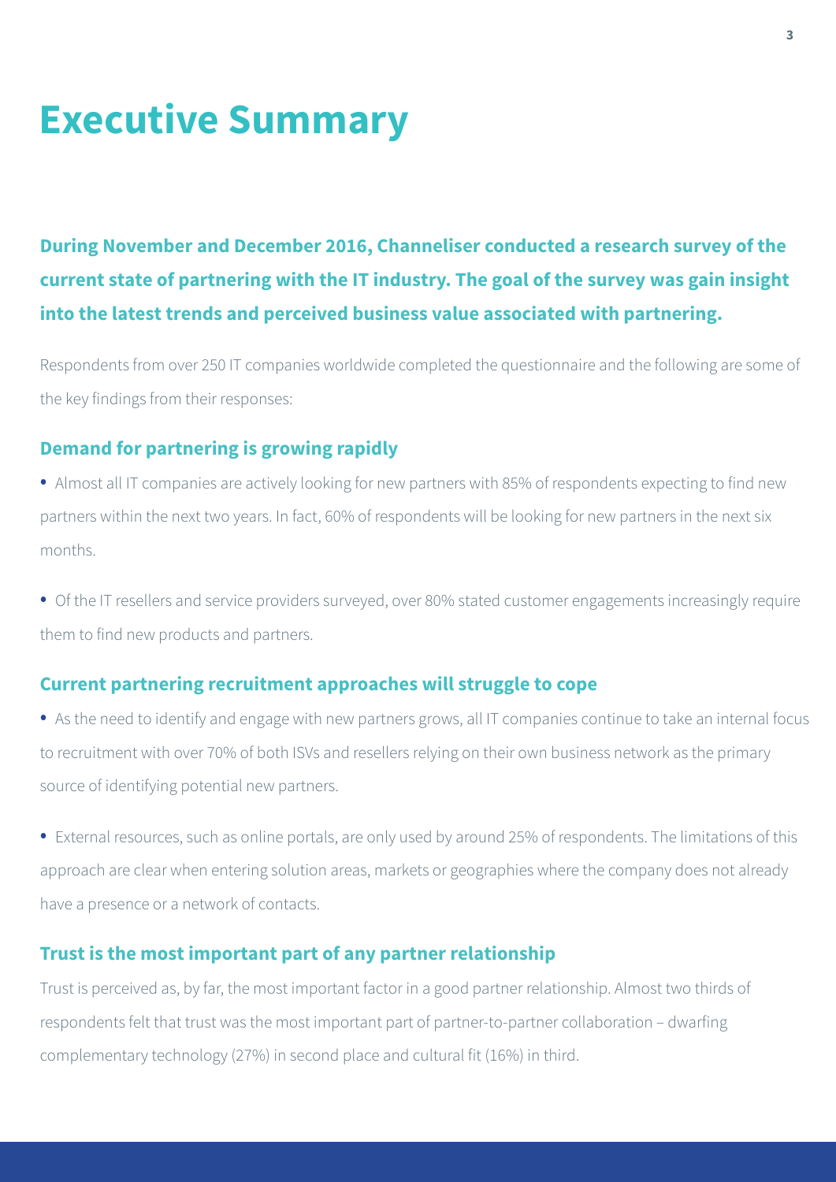# Executive Summary

**During November and December 2016, Channeliser conducted a research survey of the current state of partnering with the IT industry. The goal of the survey was gain insight into the latest trends and perceived business value associated with partnering.**

Respondents from over 250 IT companies worldwide completed the questionnaire and the following are some of the key findings from their responses:

### Demand for partnering is growing rapidly

- Almost all IT companies are actively looking for new partners with 85% of respondents expecting to find new partners within the next two years. In fact, 60% of respondents will be looking for new partners in the next six months.

- Of the IT resellers and service providers surveyed, over 80% stated customer engagements increasingly require them to find new products and partners.

### Current partnering recruitment approaches will struggle to cope

- As the need to identify and engage with new partners grows, all IT companies continue to take an internal focus to recruitment with over 70% of both ISVs and resellers relying on their own business network as the primary source of identifying potential new partners.

- External resources, such as online portals, are only used by around 25% of respondents. The limitations of this approach are clear when entering solution areas, markets or geographies where the company does not already have a presence or a network of contacts.

### Trust is the most important part of any partner relationship

Trust is perceived as, by far, the most important factor in a good partner relationship. Almost two thirds of respondents felt that trust was the most important part of partner-to-partner collaboration – dwarfing complementary technology (27%) in second place and cultural fit (16%) in third.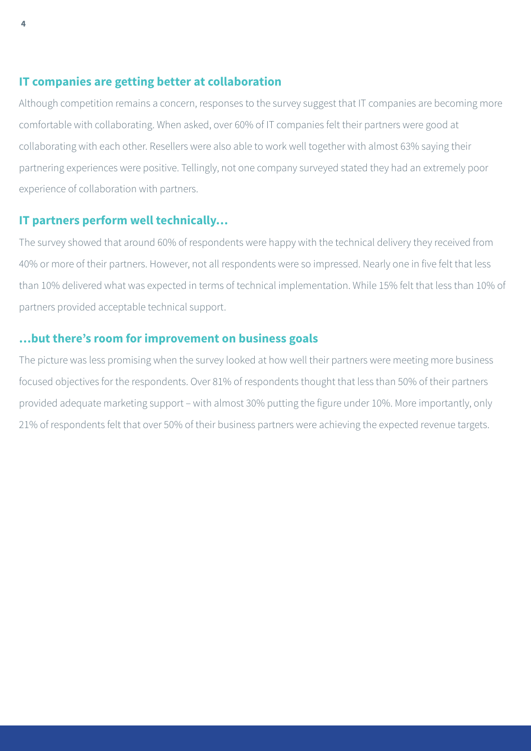## IT companies are getting better at collaboration

Although competition remains a concern, responses to the survey suggest that IT companies are becoming more comfortable with collaborating. When asked, over 60% of IT companies felt their partners were good at collaborating with each other. Resellers were also able to work well together with almost 63% saying their partnering experiences were positive. Tellingly, not one company surveyed stated they had an extremely poor experience of collaboration with partners.

## IT partners perform well technically…

The survey showed that around 60% of respondents were happy with the technical delivery they received from 40% or more of their partners. However, not all respondents were so impressed. Nearly one in five felt that less than 10% delivered what was expected in terms of technical implementation. While 15% felt that less than 10% of partners provided acceptable technical support.

## …but there's room for improvement on business goals

The picture was less promising when the survey looked at how well their partners were meeting more business focused objectives for the respondents. Over 81% of respondents thought that less than 50% of their partners provided adequate marketing support – with almost 30% putting the figure under 10%. More importantly, only 21% of respondents felt that over 50% of their business partners were achieving the expected revenue targets.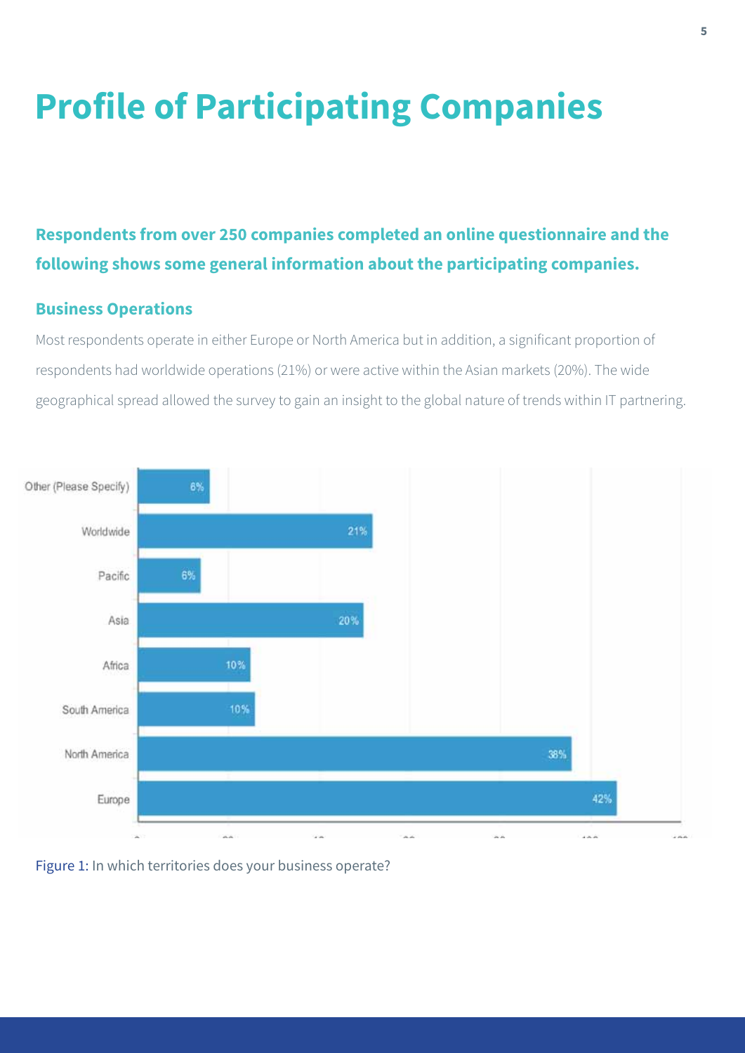# Profile of Participating Companies

**Respondents from over 250 companies completed an online questionnaire and the following shows some general information about the participating companies.**

### Business Operations

Most respondents operate in either Europe or North America but in addition, a significant proportion of respondents had worldwide operations (21%) or were active within the Asian markets (20%). The wide geographical spread allowed the survey to gain an insight to the global nature of trends within IT partnering.

| Territory | Percentage |
|---|---|
| Other (Please Specify) | 6% |
| Worldwide | 21% |
| Pacific | 6% |
| Asia | 20% |
| Africa | 10% |
| South America | 10% |
| North America | 38% |
| Europe | 42% |

Figure 1: In which territories does your business operate?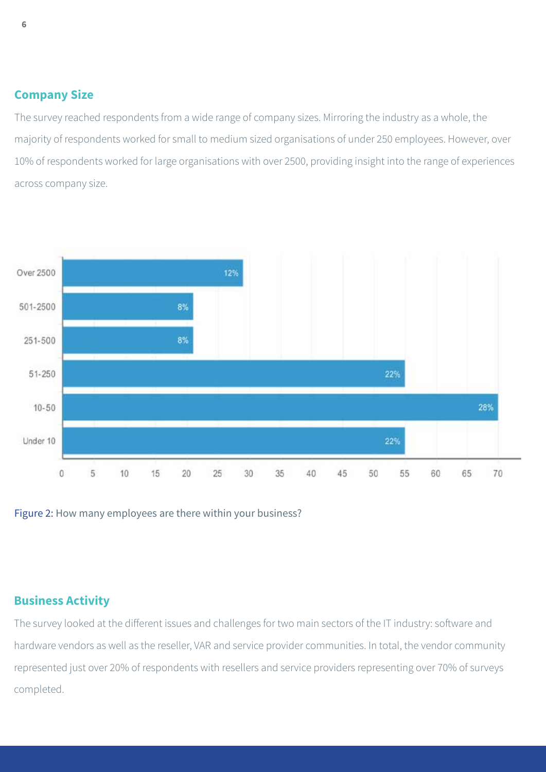## Company Size

The survey reached respondents from a wide range of company sizes. Mirroring the industry as a whole, the majority of respondents worked for small to medium sized organisations of under 250 employees. However, over 10% of respondents worked for large organisations with over 2500, providing insight into the range of experiences across company size.

| Company size | Percentage |
| --- | --- |
| Over 2500 | 12% |
| 501-2500 | 8% |
| 251-500 | 8% |
| 51-250 | 22% |
| 10-50 | 28% |
| Under 10 | 22% |

Figure 2: How many employees are there within your business?

## Business Activity

The survey looked at the different issues and challenges for two main sectors of the IT industry: software and hardware vendors as well as the reseller, VAR and service provider communities. In total, the vendor community represented just over 20% of respondents with resellers and service providers representing over 70% of surveys completed.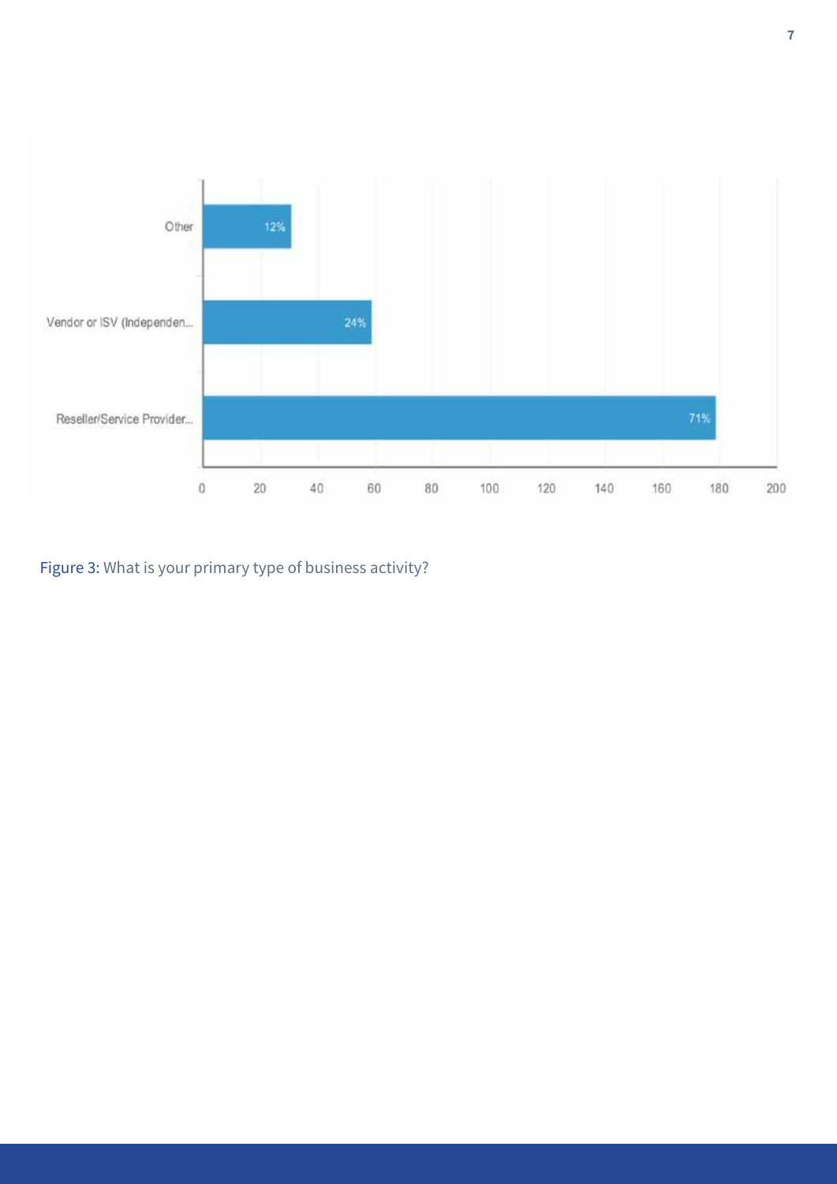Figure 3: What is your primary type of business activity?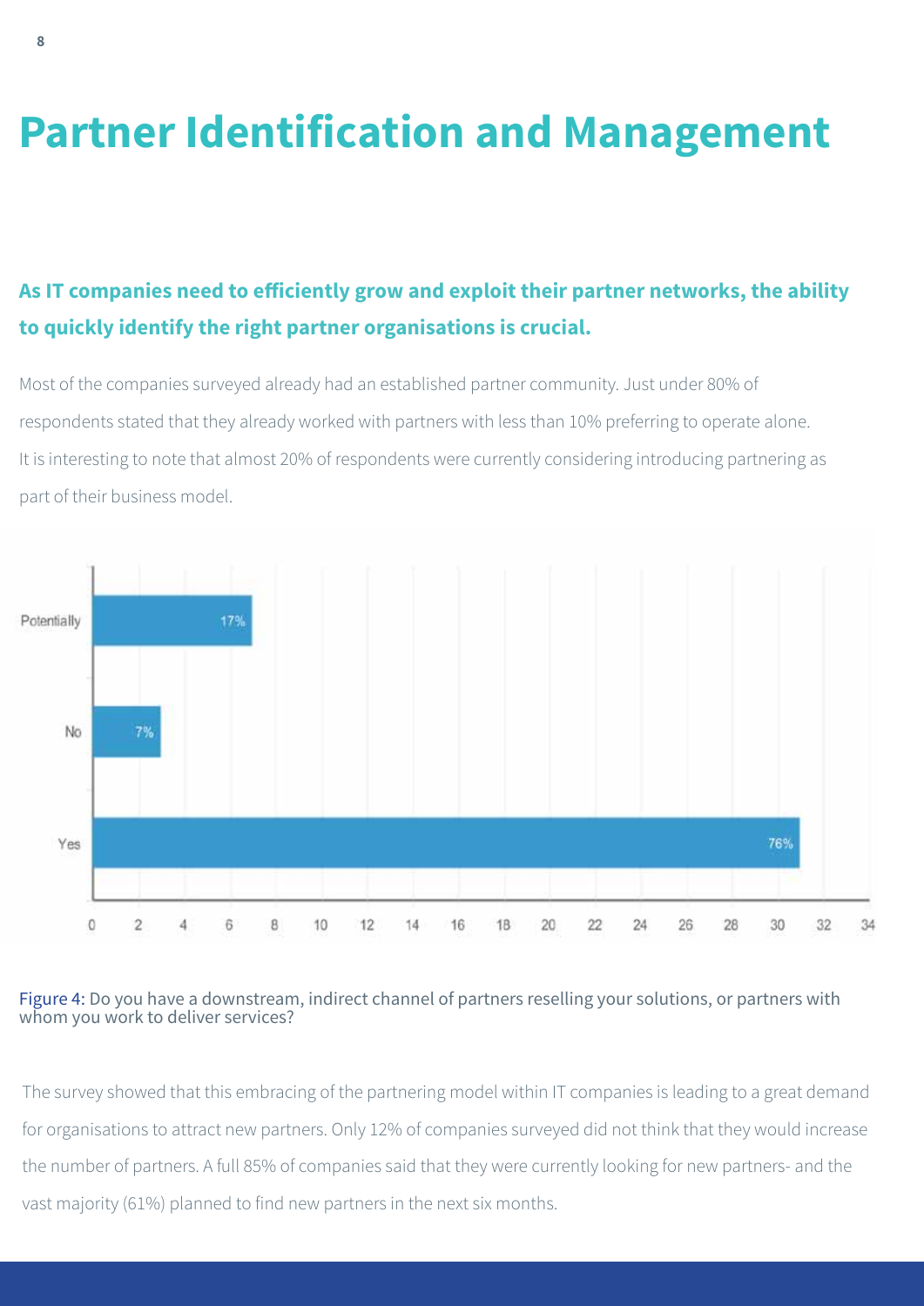# Partner Identification and Management

**As IT companies need to efficiently grow and exploit their partner networks, the ability to quickly identify the right partner organisations is crucial.**

Most of the companies surveyed already had an established partner community. Just under 80% of respondents stated that they already worked with partners with less than 10% preferring to operate alone. It is interesting to note that almost 20% of respondents were currently considering introducing partnering as part of their business model.

| Response | Percentage |
|---|---|
| Potentially | 17% |
| No | 7% |
| Yes | 76% |

Figure 4: Do you have a downstream, indirect channel of partners reselling your solutions, or partners with whom you work to deliver services?

The survey showed that this embracing of the partnering model within IT companies is leading to a great demand for organisations to attract new partners. Only 12% of companies surveyed did not think that they would increase the number of partners. A full 85% of companies said that they were currently looking for new partners- and the vast majority (61%) planned to find new partners in the next six months.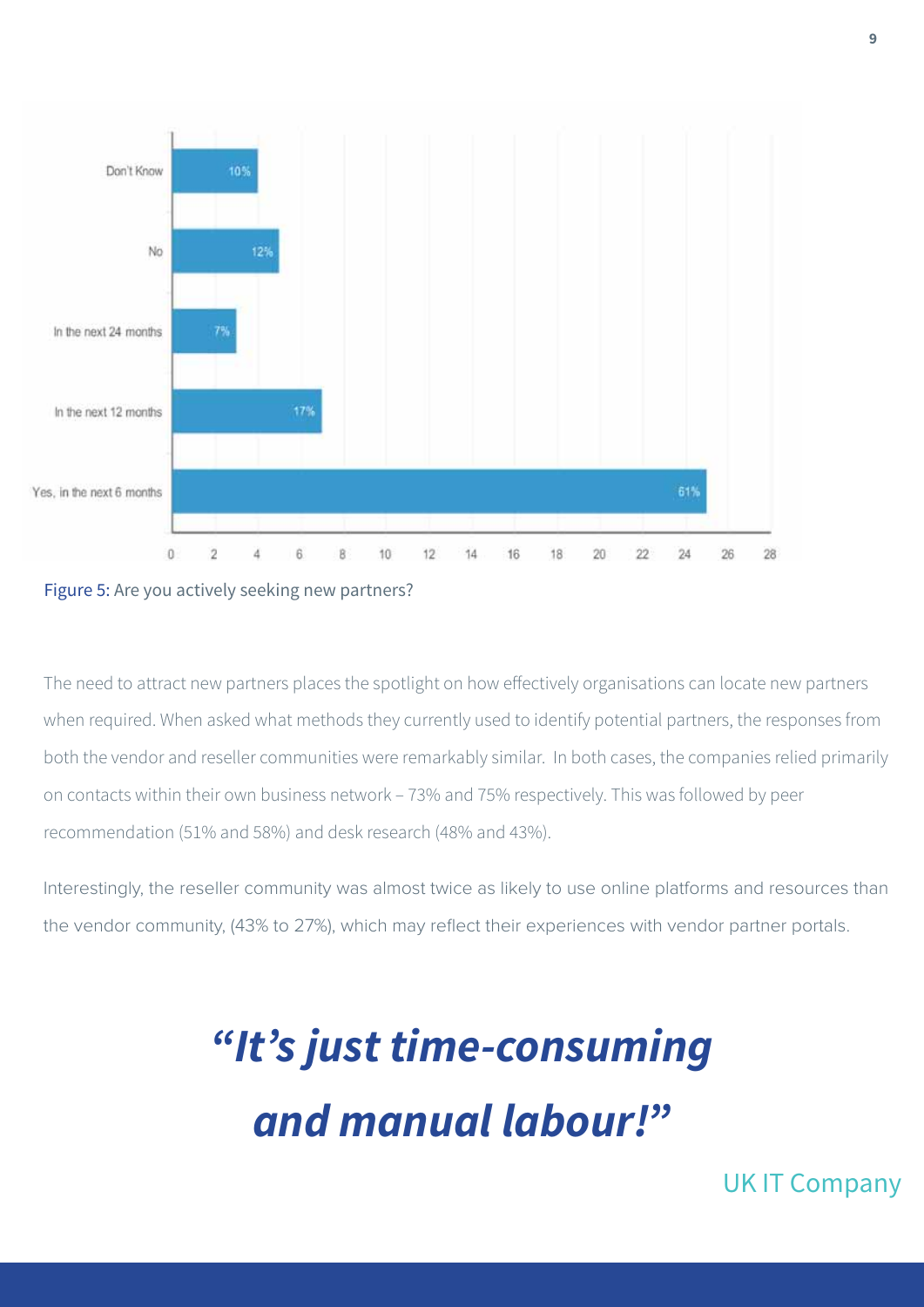Figure 5: Are you actively seeking new partners?

The need to attract new partners places the spotlight on how effectively organisations can locate new partners when required. When asked what methods they currently used to identify potential partners, the responses from both the vendor and reseller communities were remarkably similar. In both cases, the companies relied primarily on contacts within their own business network – 73% and 75% respectively. This was followed by peer recommendation (51% and 58%) and desk research (48% and 43%).

Interestingly, the reseller community was almost twice as likely to use online platforms and resources than the vendor community, (43% to 27%), which may reflect their experiences with vendor partner portals.

> ***"It's just time-consuming and manual labour!"***
>
> UK IT Company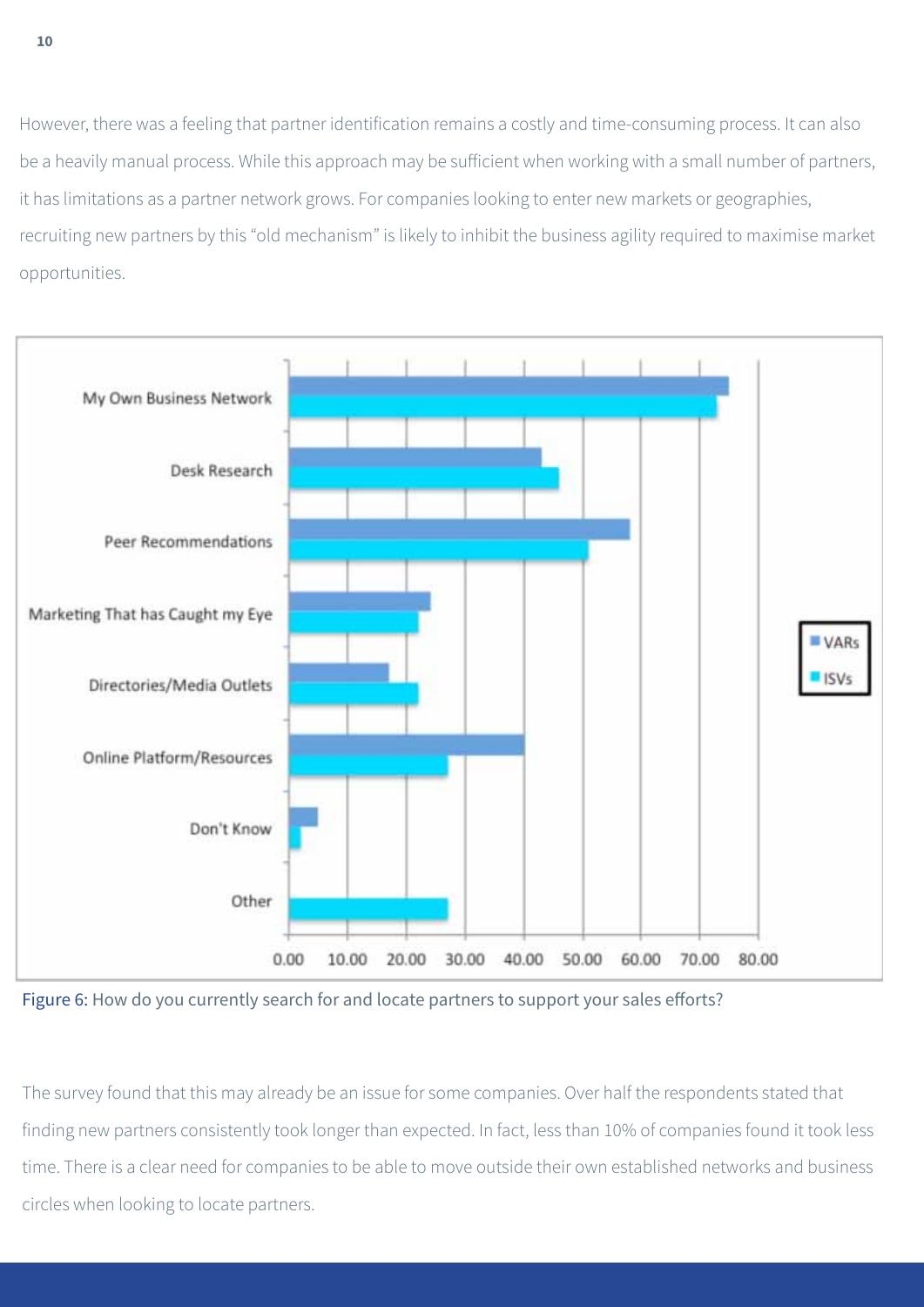However, there was a feeling that partner identification remains a costly and time-consuming process. It can also be a heavily manual process. While this approach may be sufficient when working with a small number of partners, it has limitations as a partner network grows. For companies looking to enter new markets or geographies, recruiting new partners by this "old mechanism" is likely to inhibit the business agility required to maximise market opportunities.

Figure 6: How do you currently search for and locate partners to support your sales efforts?

The survey found that this may already be an issue for some companies. Over half the respondents stated that finding new partners consistently took longer than expected. In fact, less than 10% of companies found it took less time. There is a clear need for companies to be able to move outside their own established networks and business circles when looking to locate partners.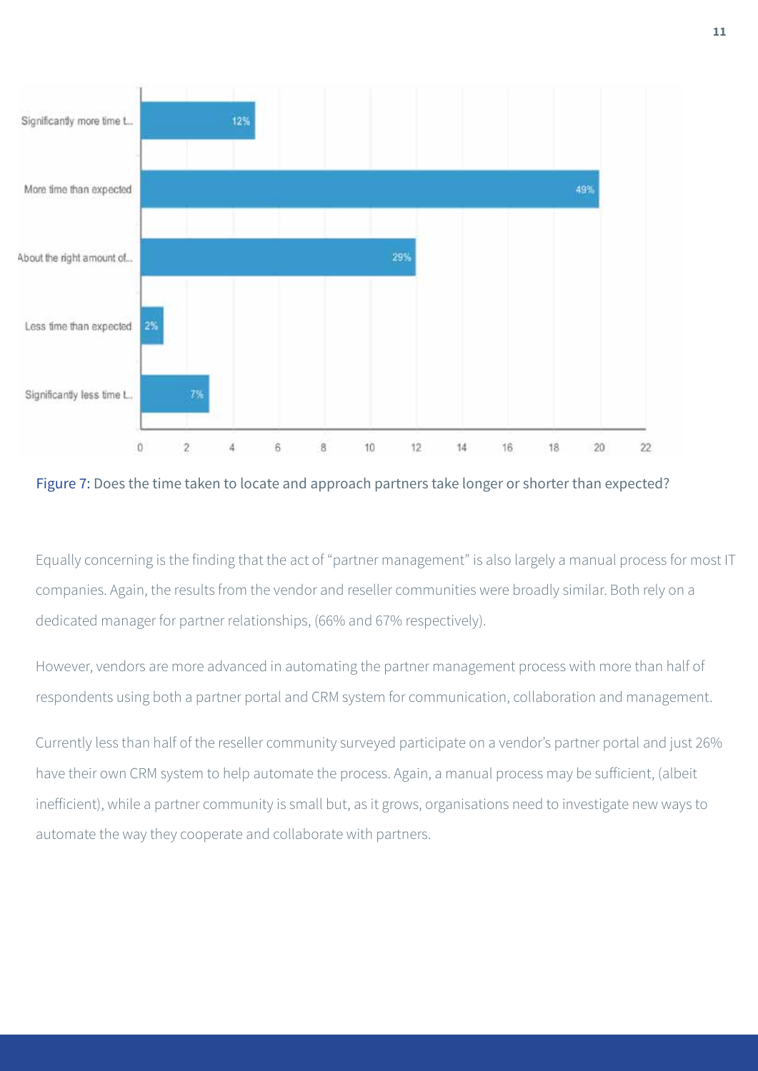Figure 7: Does the time taken to locate and approach partners take longer or shorter than expected?

Equally concerning is the finding that the act of "partner management" is also largely a manual process for most IT companies. Again, the results from the vendor and reseller communities were broadly similar. Both rely on a dedicated manager for partner relationships, (66% and 67% respectively).

However, vendors are more advanced in automating the partner management process with more than half of respondents using both a partner portal and CRM system for communication, collaboration and management.

Currently less than half of the reseller community surveyed participate on a vendor's partner portal and just 26% have their own CRM system to help automate the process. Again, a manual process may be sufficient, (albeit inefficient), while a partner community is small but, as it grows, organisations need to investigate new ways to automate the way they cooperate and collaborate with partners.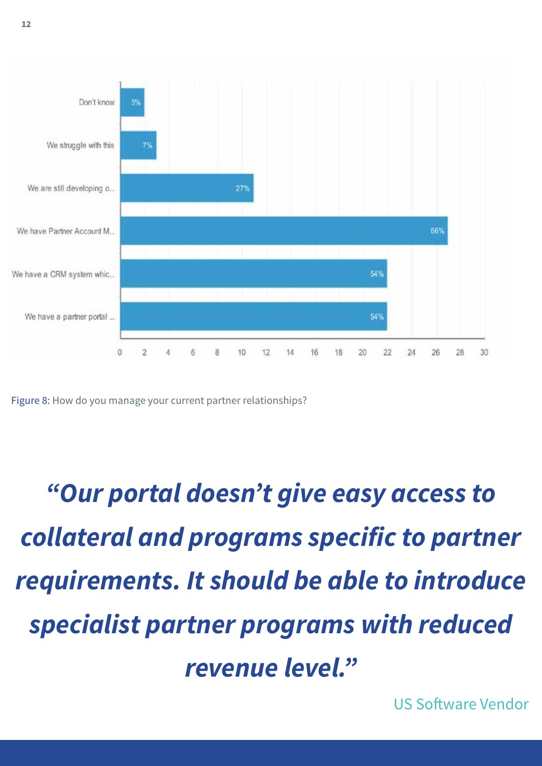| Response | Percentage |
| --- | --- |
| Don't know | 5% |
| We struggle with this | 7% |
| We are still developing o... | 27% |
| We have Partner Account M... | 66% |
| We have a CRM system whic... | 54% |
| We have a partner portal ... | 54% |

Figure 8: How do you manage your current partner relationships?

> ***"Our portal doesn't give easy access to collateral and programs specific to partner requirements. It should be able to introduce specialist partner programs with reduced revenue level."***
>
> US Software Vendor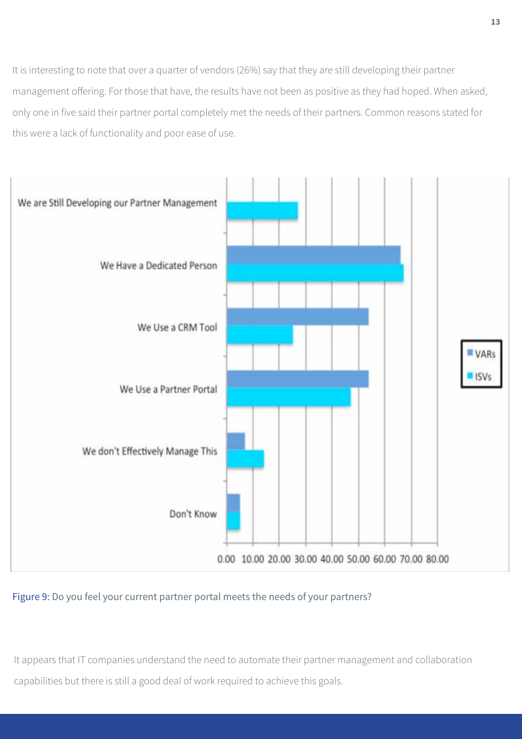It is interesting to note that over a quarter of vendors (26%) say that they are still developing their partner management offering. For those that have, the results have not been as positive as they had hoped. When asked, only one in five said their partner portal completely met the needs of their partners. Common reasons stated for this were a lack of functionality and poor ease of use.

Figure 9: Do you feel your current partner portal meets the needs of your partners?

It appears that IT companies understand the need to automate their partner management and collaboration capabilities but there is still a good deal of work required to achieve this goals.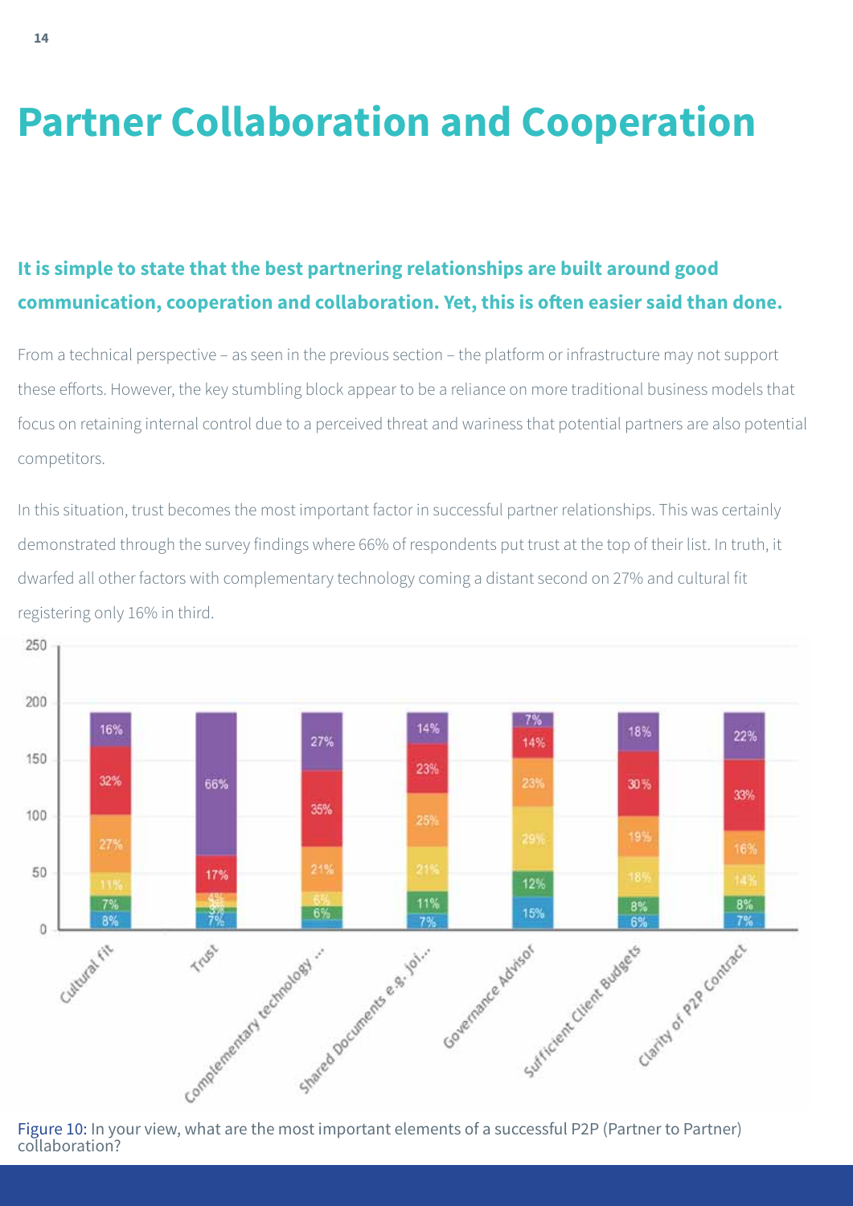# Partner Collaboration and Cooperation

**It is simple to state that the best partnering relationships are built around good communication, cooperation and collaboration. Yet, this is often easier said than done.**

From a technical perspective – as seen in the previous section – the platform or infrastructure may not support these efforts. However, the key stumbling block appear to be a reliance on more traditional business models that focus on retaining internal control due to a perceived threat and wariness that potential partners are also potential competitors.

In this situation, trust becomes the most important factor in successful partner relationships. This was certainly demonstrated through the survey findings where 66% of respondents put trust at the top of their list. In truth, it dwarfed all other factors with complementary technology coming a distant second on 27% and cultural fit registering only 16% in third.

Figure 10: In your view, what are the most important elements of a successful P2P (Partner to Partner) collaboration?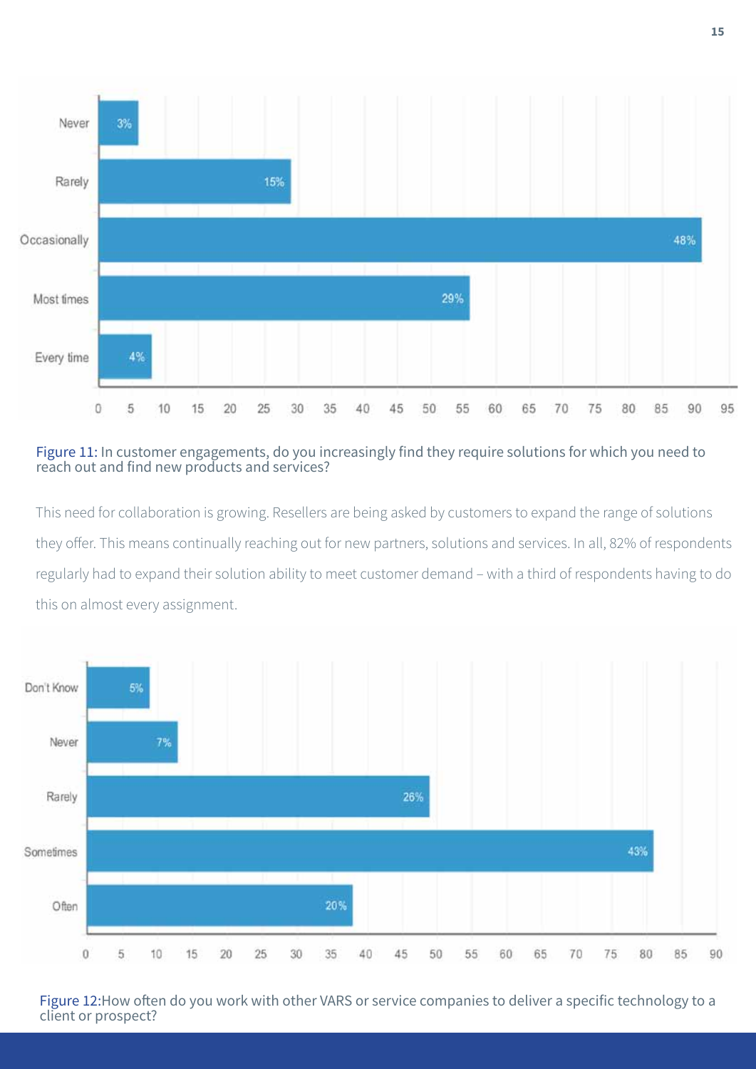| Response | Percentage |
| --- | --- |
| Never | 3% |
| Rarely | 15% |
| Occasionally | 48% |
| Most times | 29% |
| Every time | 4% |

Figure 11: In customer engagements, do you increasingly find they require solutions for which you need to reach out and find new products and services?

This need for collaboration is growing. Resellers are being asked by customers to expand the range of solutions they offer. This means continually reaching out for new partners, solutions and services. In all, 82% of respondents regularly had to expand their solution ability to meet customer demand – with a third of respondents having to do this on almost every assignment.

| Response | Percentage |
| --- | --- |
| Don't Know | 5% |
| Never | 7% |
| Rarely | 26% |
| Sometimes | 43% |
| Often | 20% |

Figure 12:How often do you work with other VARS or service companies to deliver a specific technology to a client or prospect?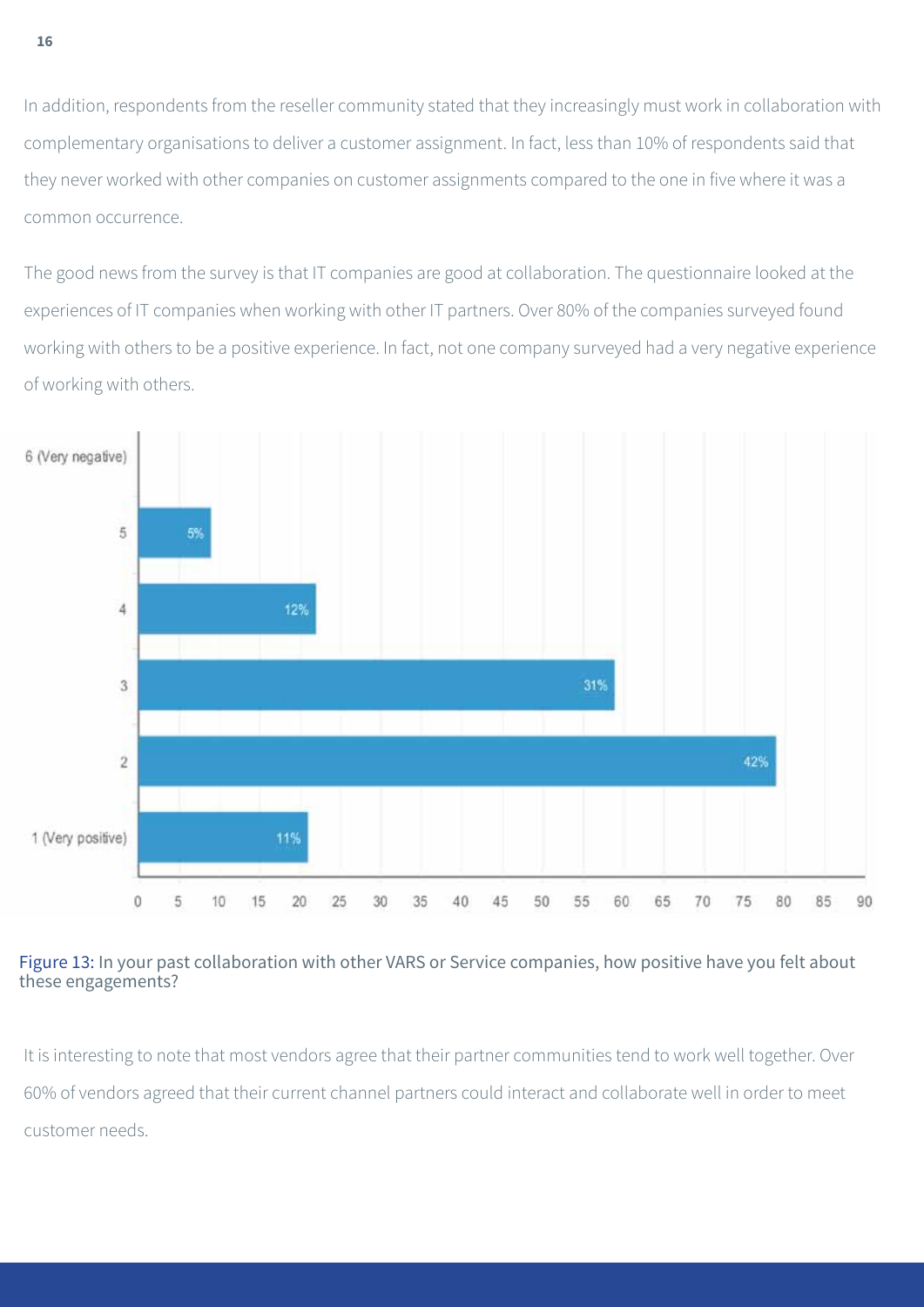In addition, respondents from the reseller community stated that they increasingly must work in collaboration with complementary organisations to deliver a customer assignment. In fact, less than 10% of respondents said that they never worked with other companies on customer assignments compared to the one in five where it was a common occurrence.

The good news from the survey is that IT companies are good at collaboration. The questionnaire looked at the experiences of IT companies when working with other IT partners. Over 80% of the companies surveyed found working with others to be a positive experience. In fact, not one company surveyed had a very negative experience of working with others.

| Rating | Percentage |
| --- | --- |
| 6 (Very negative) | |
| 5 | 5% |
| 4 | 12% |
| 3 | 31% |
| 2 | 42% |
| 1 (Very positive) | 11% |

Figure 13: In your past collaboration with other VARS or Service companies, how positive have you felt about these engagements?

It is interesting to note that most vendors agree that their partner communities tend to work well together. Over 60% of vendors agreed that their current channel partners could interact and collaborate well in order to meet customer needs.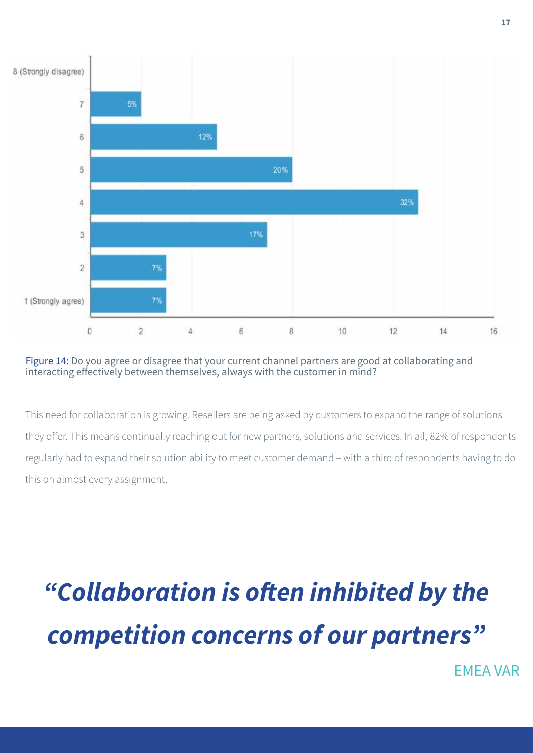| Response | Percentage |
|---|---|
| 8 (Strongly disagree) | |
| 7 | 5% |
| 6 | 12% |
| 5 | 20% |
| 4 | 32% |
| 3 | 17% |
| 2 | 7% |
| 1 (Strongly agree) | 7% |

Figure 14: Do you agree or disagree that your current channel partners are good at collaborating and interacting effectively between themselves, always with the customer in mind?

This need for collaboration is growing. Resellers are being asked by customers to expand the range of solutions they offer. This means continually reaching out for new partners, solutions and services. In all, 82% of respondents regularly had to expand their solution ability to meet customer demand – with a third of respondents having to do this on almost every assignment.

> ***"Collaboration is often inhibited by the competition concerns of our partners"***
>
> EMEA VAR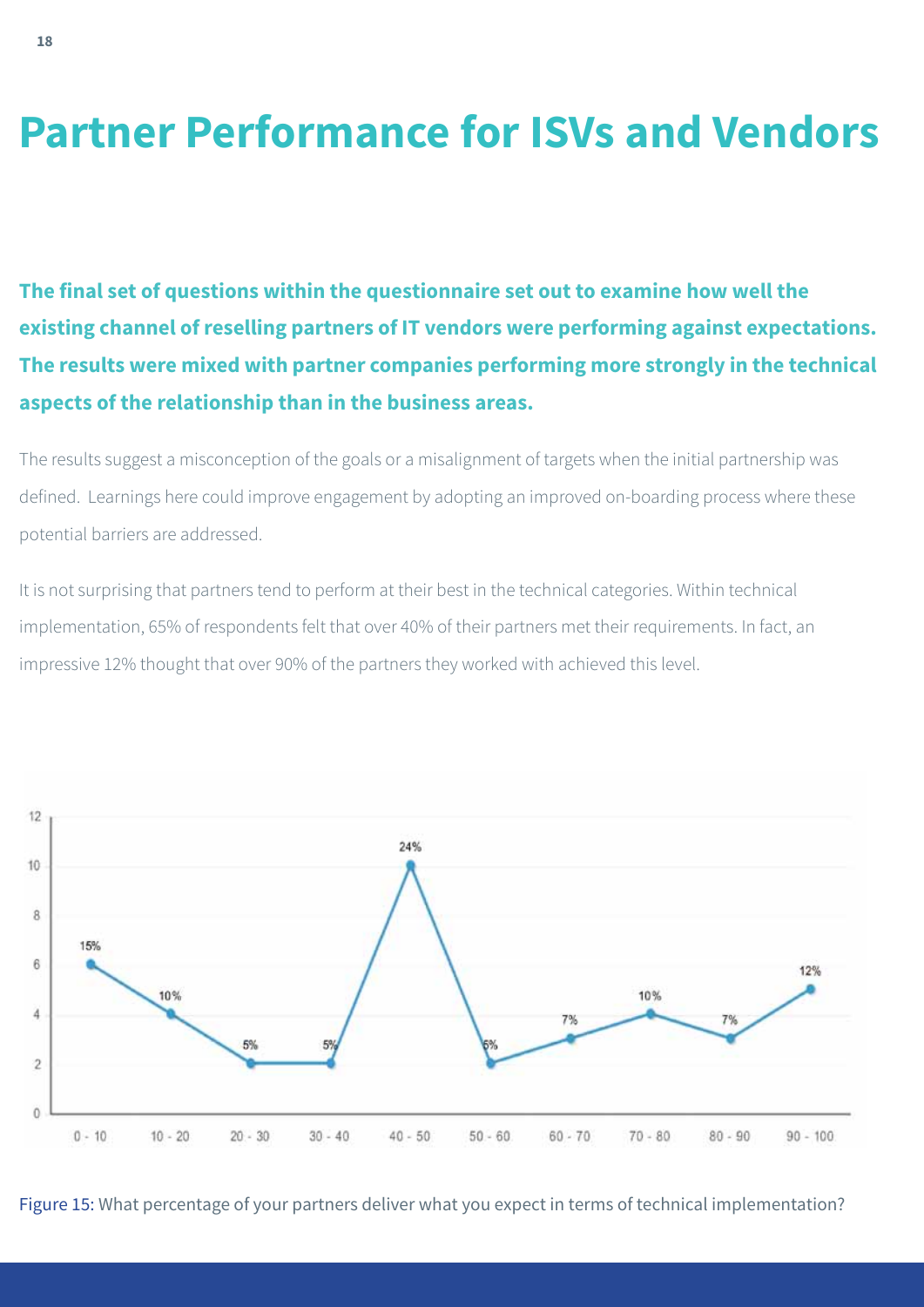# Partner Performance for ISVs and Vendors

**The final set of questions within the questionnaire set out to examine how well the existing channel of reselling partners of IT vendors were performing against expectations. The results were mixed with partner companies performing more strongly in the technical aspects of the relationship than in the business areas.**

The results suggest a misconception of the goals or a misalignment of targets when the initial partnership was defined. Learnings here could improve engagement by adopting an improved on-boarding process where these potential barriers are addressed.

It is not surprising that partners tend to perform at their best in the technical categories. Within technical implementation, 65% of respondents felt that over 40% of their partners met their requirements. In fact, an impressive 12% thought that over 90% of the partners they worked with achieved this level.

| Range | Value | Percentage |
|---|---|---|
| 0 - 10 | 6 | 15% |
| 10 - 20 | 4 | 10% |
| 20 - 30 | 2 | 5% |
| 30 - 40 | 2 | 5% |
| 40 - 50 | 10 | 24% |
| 50 - 60 | 2 | 5% |
| 60 - 70 | 3 | 7% |
| 70 - 80 | 4 | 10% |
| 80 - 90 | 3 | 7% |
| 90 - 100 | 5 | 12% |

Figure 15: What percentage of your partners deliver what you expect in terms of technical implementation?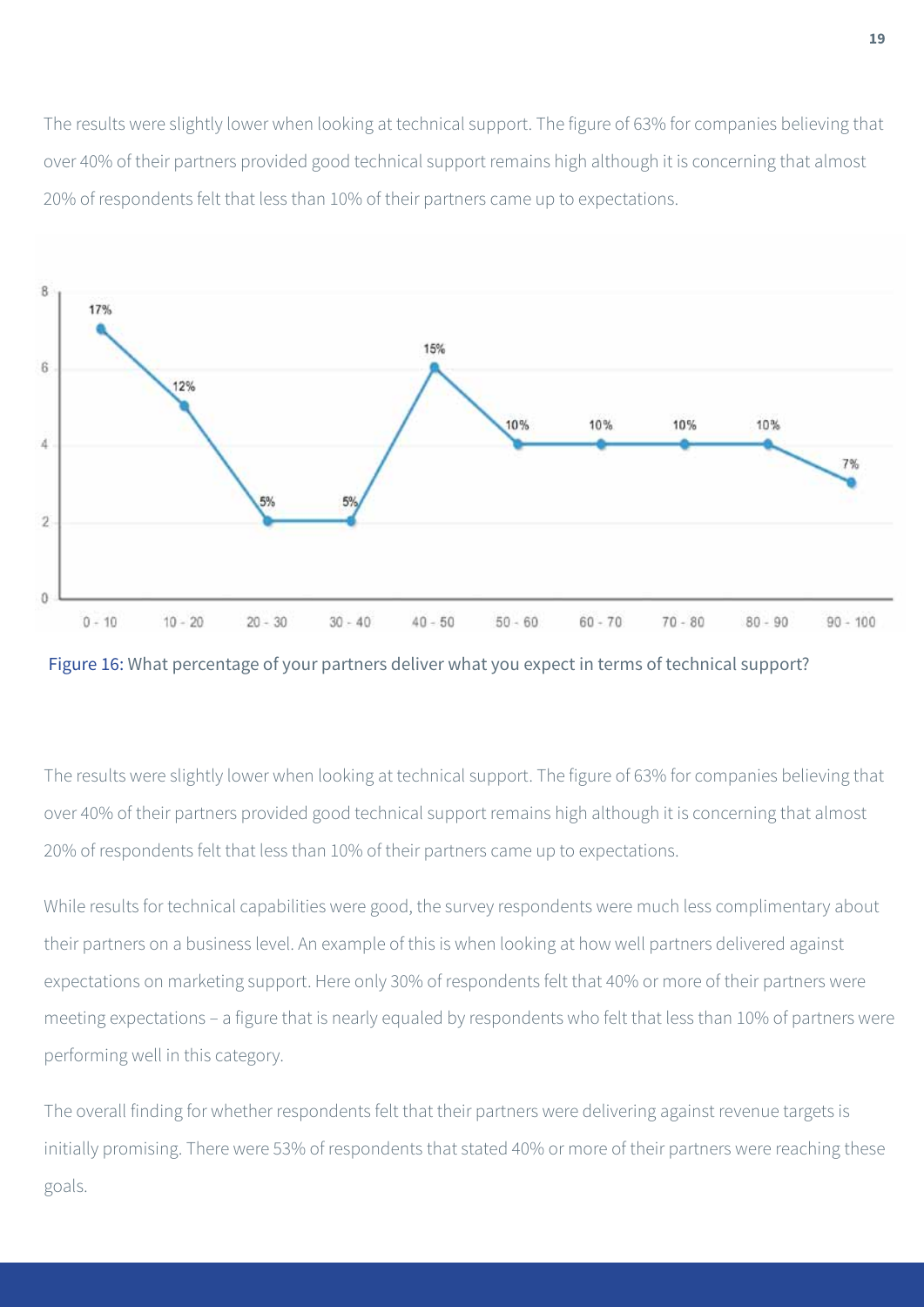The results were slightly lower when looking at technical support. The figure of 63% for companies believing that over 40% of their partners provided good technical support remains high although it is concerning that almost 20% of respondents felt that less than 10% of their partners came up to expectations.

| Range | 0 - 10 | 10 - 20 | 20 - 30 | 30 - 40 | 40 - 50 | 50 - 60 | 60 - 70 | 70 - 80 | 80 - 90 | 90 - 100 |
|---|---|---|---|---|---|---|---|---|---|---|
| Percentage | 17% | 12% | 5% | 5% | 15% | 10% | 10% | 10% | 10% | 7% |

Figure 16: What percentage of your partners deliver what you expect in terms of technical support?

The results were slightly lower when looking at technical support. The figure of 63% for companies believing that over 40% of their partners provided good technical support remains high although it is concerning that almost 20% of respondents felt that less than 10% of their partners came up to expectations.

While results for technical capabilities were good, the survey respondents were much less complimentary about their partners on a business level. An example of this is when looking at how well partners delivered against expectations on marketing support. Here only 30% of respondents felt that 40% or more of their partners were meeting expectations – a figure that is nearly equaled by respondents who felt that less than 10% of partners were performing well in this category.

The overall finding for whether respondents felt that their partners were delivering against revenue targets is initially promising. There were 53% of respondents that stated 40% or more of their partners were reaching these goals.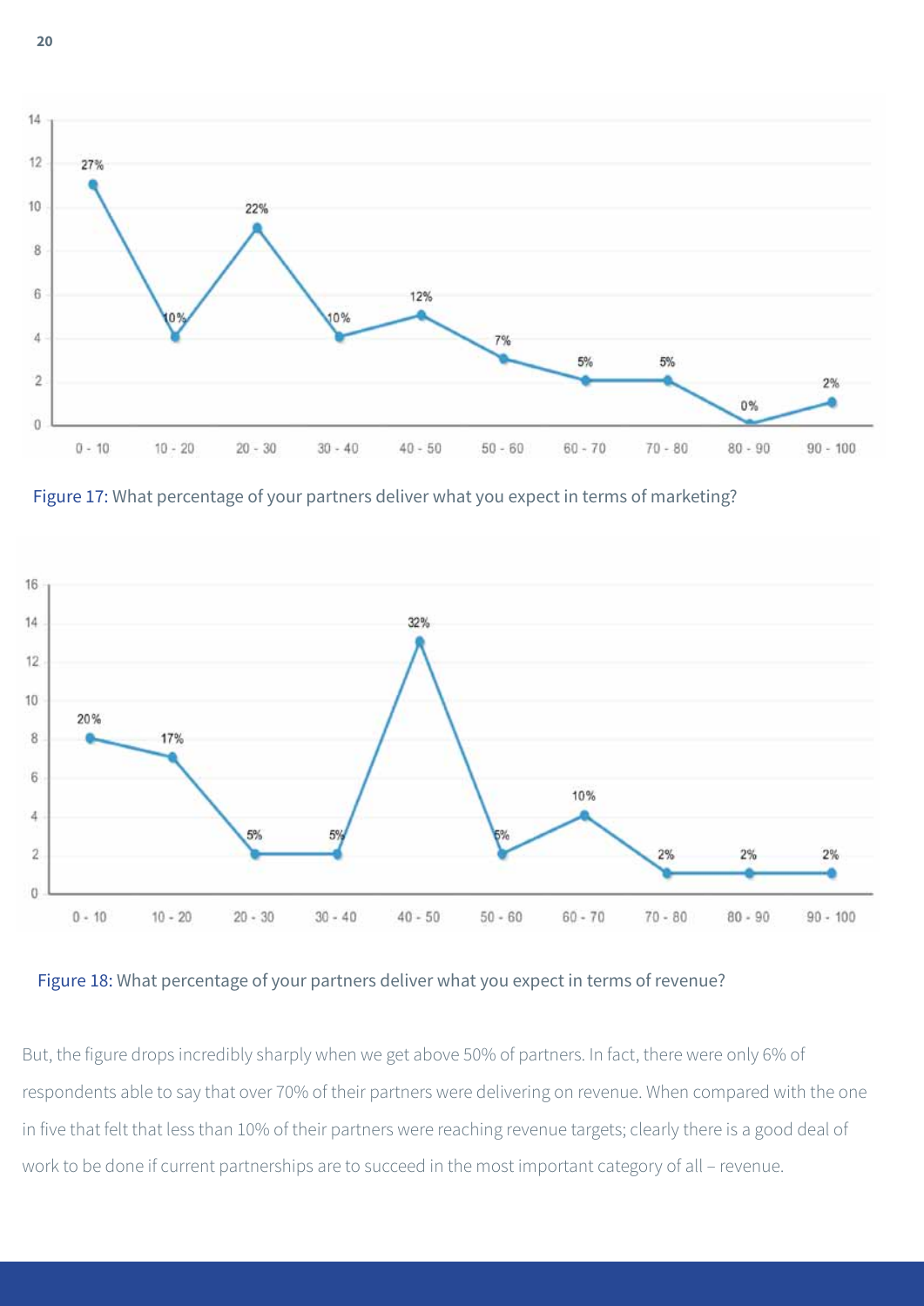Figure 17: What percentage of your partners deliver what you expect in terms of marketing?

Figure 18: What percentage of your partners deliver what you expect in terms of revenue?

But, the figure drops incredibly sharply when we get above 50% of partners. In fact, there were only 6% of respondents able to say that over 70% of their partners were delivering on revenue. When compared with the one in five that felt that less than 10% of their partners were reaching revenue targets; clearly there is a good deal of work to be done if current partnerships are to succeed in the most important category of all – revenue.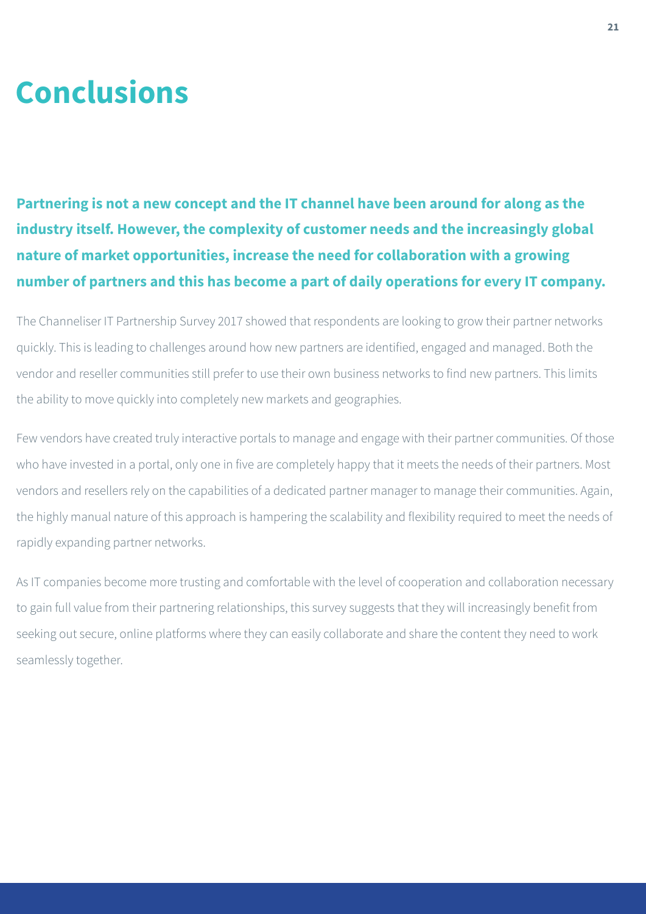# Conclusions

**Partnering is not a new concept and the IT channel have been around for along as the industry itself. However, the complexity of customer needs and the increasingly global nature of market opportunities, increase the need for collaboration with a growing number of partners and this has become a part of daily operations for every IT company.**

The Channeliser IT Partnership Survey 2017 showed that respondents are looking to grow their partner networks quickly. This is leading to challenges around how new partners are identified, engaged and managed. Both the vendor and reseller communities still prefer to use their own business networks to find new partners. This limits the ability to move quickly into completely new markets and geographies.

Few vendors have created truly interactive portals to manage and engage with their partner communities. Of those who have invested in a portal, only one in five are completely happy that it meets the needs of their partners. Most vendors and resellers rely on the capabilities of a dedicated partner manager to manage their communities. Again, the highly manual nature of this approach is hampering the scalability and flexibility required to meet the needs of rapidly expanding partner networks.

As IT companies become more trusting and comfortable with the level of cooperation and collaboration necessary to gain full value from their partnering relationships, this survey suggests that they will increasingly benefit from seeking out secure, online platforms where they can easily collaborate and share the content they need to work seamlessly together.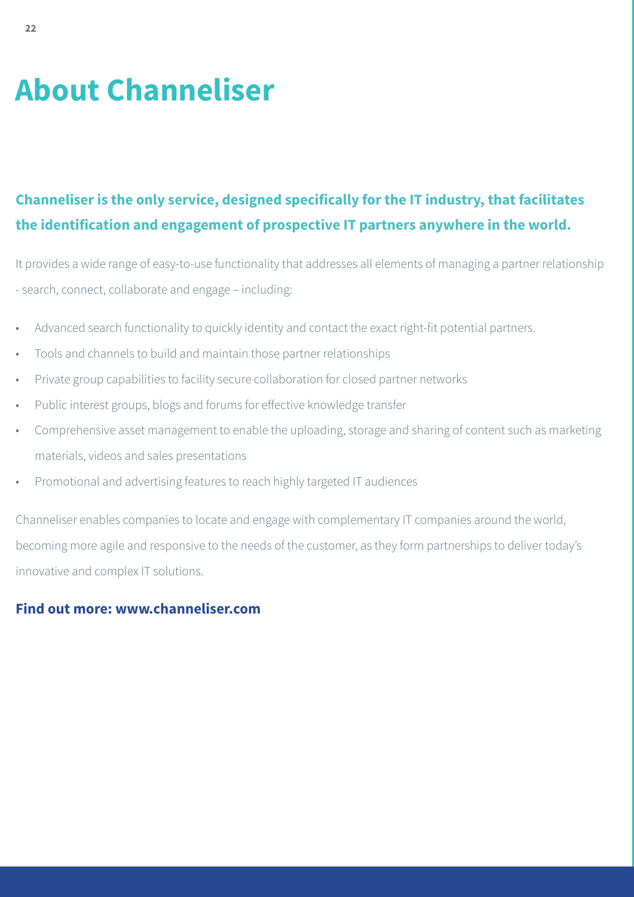# About Channeliser

**Channeliser is the only service, designed specifically for the IT industry, that facilitates the identification and engagement of prospective IT partners anywhere in the world.**

It provides a wide range of easy-to-use functionality that addresses all elements of managing a partner relationship - search, connect, collaborate and engage – including:

- Advanced search functionality to quickly identity and contact the exact right-fit potential partners.
- Tools and channels to build and maintain those partner relationships
- Private group capabilities to facility secure collaboration for closed partner networks
- Public interest groups, blogs and forums for effective knowledge transfer
- Comprehensive asset management to enable the uploading, storage and sharing of content such as marketing materials, videos and sales presentations
- Promotional and advertising features to reach highly targeted IT audiences

Channeliser enables companies to locate and engage with complementary IT companies around the world, becoming more agile and responsive to the needs of the customer, as they form partnerships to deliver today's innovative and complex IT solutions.

**Find out more: www.channeliser.com**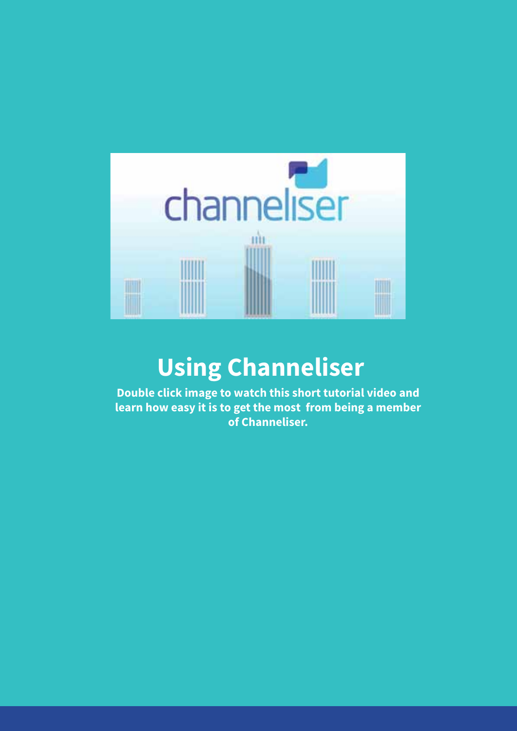# Using Channeliser

**Double click image to watch this short tutorial video and learn how easy it is to get the most from being a member of Channeliser.**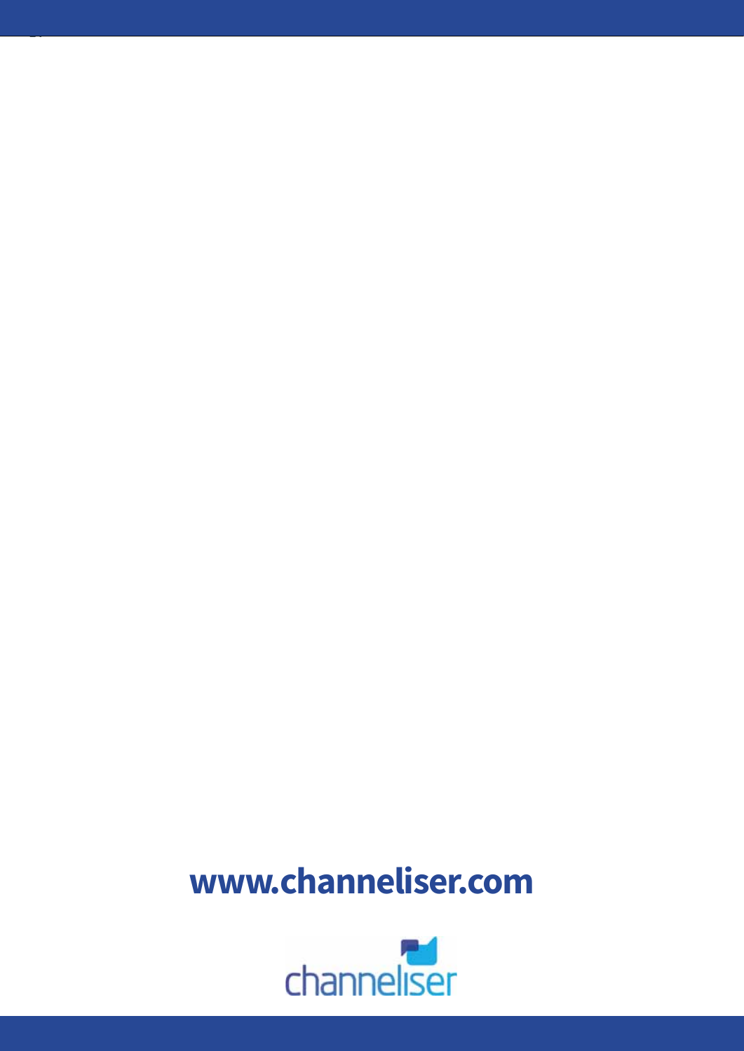**www.channeliser.com**

channeliser